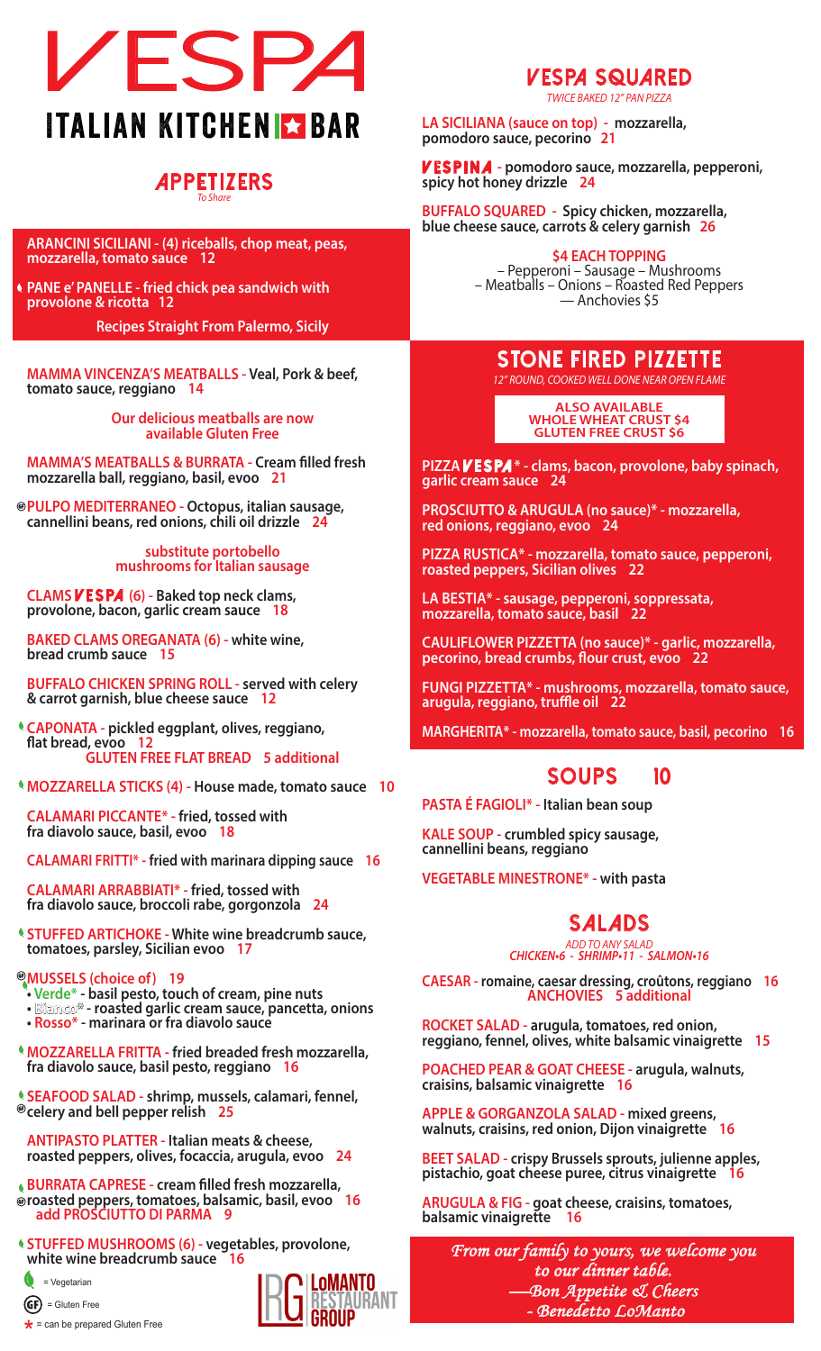# VESPA

## ITALIAN KITCHEN & BAR

## APPETIZERS

*To Share*

**ARANCINI SICILIANI** - (4) riceballs, chop meat, peas, mozzarella, tomato sauce 12

**PANE e' PANELLE** - fried chick pea sandwich with provolone & ricotta 12

**Recipes Straight From Palermo, Sicily**

**MAMMA VINCENZA'S MEATBALLS** - Veal, Pork & beef, tomato sauce, reggiano 14

**Our delicious meatballs are now available Gluten Free**

**MAMMA'S MEATBALLS & BURRATA** - Cream filled fresh mozzarella ball, reggiano, basil, evoo 21

**PULPO MEDITERRANEO** - Octopus, italian sausage, cannellini beans, red onions, chili oil drizzle 24

**substitute portobello mushrooms for Italian sausage**

**CLAMS VESPA** (6) - Baked top neck clams, provolone, bacon, garlic cream sauce 18

**BAKED CLAMS OREGANATA** (6) - white wine, bread crumb sauce 15

**BUFFALO CHICKEN SPRING ROLL** - served with celery & carrot garnish, blue cheese sauce 12

**CAPONATA** - pickled eggplant, olives, reggiano, flat bread, evoo 12
**GLUTEN FREE FLAT BREAD 5 additional**

**MOZZARELLA STICKS** (4) - House made, tomato sauce 10

**CALAMARI PICCANTE*** - fried, tossed with fra diavolo sauce, basil, evoo 18

**CALAMARI FRITTI*** - fried with marinara dipping sauce 16

**CALAMARI ARRABBIATI*** - fried, tossed with fra diavolo sauce, broccoli rabe, gorgonzola 24

**STUFFED ARTICHOKE** - White wine breadcrumb sauce, tomatoes, parsley, Sicilian evoo 17

**MUSSELS (choice of)** 19
- **Verde*** - basil pesto, touch of cream, pine nuts
- **Bianco** - roasted garlic cream sauce, pancetta, onions
- **Rosso*** - marinara or fra diavolo sauce

**MOZZARELLA FRITTA** - fried breaded fresh mozzarella, fra diavolo sauce, basil pesto, reggiano 16

**SEAFOOD SALAD** - shrimp, mussels, calamari, fennel, celery and bell pepper relish 25

**ANTIPASTO PLATTER** - Italian meats & cheese, roasted peppers, olives, focaccia, arugula, evoo 24

**BURRATA CAPRESE** - cream filled fresh mozzarella, roasted peppers, tomatoes, balsamic, basil, evoo 16
**add PROSCIUTTO DI PARMA 9**

**STUFFED MUSHROOMS** (6) - vegetables, provolone, white wine breadcrumb sauce 16

(leaf) = Vegetarian
(GF) = Gluten Free
* = can be prepared Gluten Free

LoMANTO RESTAURANT GROUP

## VESPA SQUARED

*TWICE BAKED 12" PAN PIZZA*

**LA SICILIANA (sauce on top)** - mozzarella, pomodoro sauce, pecorino 21

**VESPINA** - pomodoro sauce, mozzarella, pepperoni, spicy hot honey drizzle 24

**BUFFALO SQUARED** - Spicy chicken, mozzarella, blue cheese sauce, carrots & celery garnish 26

**$4 EACH TOPPING**
– Pepperoni – Sausage – Mushrooms
– Meatballs – Onions – Roasted Red Peppers
— Anchovies $5

## STONE FIRED PIZZETTE

*12" ROUND, COOKED WELL DONE NEAR OPEN FLAME*

**ALSO AVAILABLE**
**WHOLE WHEAT CRUST $4**
**GLUTEN FREE CRUST $6**

**PIZZA VESPA*** - clams, bacon, provolone, baby spinach, garlic cream sauce 24

**PROSCIUTTO & ARUGULA (no sauce)*** - mozzarella, red onions, reggiano, evoo 24

**PIZZA RUSTICA*** - mozzarella, tomato sauce, pepperoni, roasted peppers, Sicilian olives 22

**LA BESTIA*** - sausage, pepperoni, soppressata, mozzarella, tomato sauce, basil 22

**CAULIFLOWER PIZZETTA (no sauce)*** - garlic, mozzarella, pecorino, bread crumbs, flour crust, evoo 22

**FUNGI PIZZETTA*** - mushrooms, mozzarella, tomato sauce, arugula, reggiano, truffle oil 22

**MARGHERITA*** - mozzarella, tomato sauce, basil, pecorino 16

## SOUPS 10

**PASTA É FAGIOLI*** - Italian bean soup

**KALE SOUP** - crumbled spicy sausage, cannellini beans, reggiano

**VEGETABLE MINESTRONE*** - with pasta

## SALADS

*ADD TO ANY SALAD*
*CHICKEN•6 - SHRIMP•11 - SALMON•16*

**CAESAR** - romaine, caesar dressing, croûtons, reggiano 16
**ANCHOVIES 5 additional**

**ROCKET SALAD** - arugula, tomatoes, red onion, reggiano, fennel, olives, white balsamic vinaigrette 15

**POACHED PEAR & GOAT CHEESE** - arugula, walnuts, craisins, balsamic vinaigrette 16

**APPLE & GORGANZOLA SALAD** - mixed greens, walnuts, craisins, red onion, Dijon vinaigrette 16

**BEET SALAD** - crispy Brussels sprouts, julienne apples, pistachio, goat cheese puree, citrus vinaigrette 16

**ARUGULA & FIG** - goat cheese, craisins, tomatoes, balsamic vinaigrette 16

*From our family to yours, we welcome you to our dinner table.*
*—Bon Appetite & Cheers*
*- Benedetto LoManto*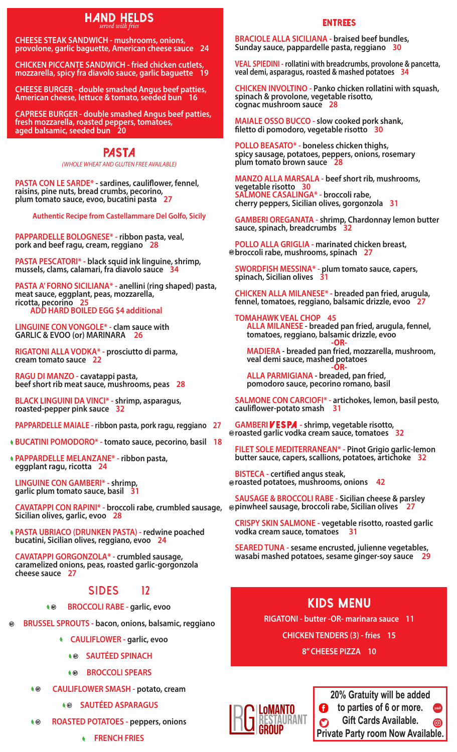## HAND HELDS
*served with fries*

**CHEESE STEAK SANDWICH** - mushrooms, onions, provolone, garlic baguette, American cheese sauce 24

**CHICKEN PICCANTE SANDWICH** - fried chicken cutlets, mozzarella, spicy fra diavolo sauce, garlic baguette 19

**CHEESE BURGER** - double smashed Angus beef patties, American cheese, lettuce & tomato, seeded bun 16

**CAPRESE BURGER** - double smashed Angus beef patties, fresh mozzarella, roasted peppers, tomatoes, aged balsamic, seeded bun 20

## PASTA
*(WHOLE WHEAT AND GLUTEN FREE AVAILABLE)*

**PASTA CON LE SARDE*** - sardines, cauliflower, fennel, raisins, pine nuts, bread crumbs, pecorino, plum tomato sauce, evoo, bucatini pasta 27

Authentic Recipe from Castellammare Del Golfo, Sicily

**PAPPARDELLE BOLOGNESE*** - ribbon pasta, veal, pork and beef ragu, cream, reggiano 28

**PASTA PESCATORI*** - black squid ink linguine, shrimp, mussels, clams, calamari, fra diavolo sauce 34

**PASTA A' FORNO SICILIANA*** - anellini (ring shaped) pasta, meat sauce, eggplant, peas, mozzarella, ricotta, pecorino 25
ADD HARD BOILED EGG $4 additional

**LINGUINE CON VONGOLE*** - clam sauce with GARLIC & EVOO (or) MARINARA 26

**RIGATONI ALLA VODKA*** - prosciutto di parma, cream tomato sauce 22

**RAGU DI MANZO** - cavatappi pasta, beef short rib meat sauce, mushrooms, peas 28

**BLACK LINGUINI DA VINCI*** - shrimp, asparagus, roasted-pepper pink sauce 32

**PAPPARDELLE MAIALE** - ribbon pasta, pork ragu, reggiano 27

**BUCATINI POMODORO*** - tomato sauce, pecorino, basil 18

**PAPPARDELLE MELANZANE*** - ribbon pasta, eggplant ragu, ricotta 24

**LINGUINE CON GAMBERI*** - shrimp, garlic plum tomato sauce, basil 31

**CAVATAPPI CON RAPINI*** - broccoli rabe, crumbled sausage, Sicilian olives, garlic, evoo 28

**PASTA UBRIACO (DRUNKEN PASTA)** - redwine poached bucatini, Sicilian olives, reggiano, evoo 24

**CAVATAPPI GORGONZOLA*** - crumbled sausage, caramelized onions, peas, roasted garlic-gorgonzola cheese sauce 27

## SIDES 12

**BROCCOLI RABE** - garlic, evoo

**BRUSSEL SPROUTS** - bacon, onions, balsamic, reggiano

**CAULIFLOWER** - garlic, evoo

**SAUTÉED SPINACH**

**BROCCOLI SPEARS**

**CAULIFLOWER SMASH** - potato, cream

**SAUTÉED ASPARAGUS**

**ROASTED POTATOES** - peppers, onions

**FRENCH FRIES**

## ENTREES

**BRACIOLE ALLA SICILIANA** - braised beef bundles, Sunday sauce, pappardelle pasta, reggiano 30

**VEAL SPIEDINI** - rollatini with breadcrumbs, provolone & pancetta, veal demi, asparagus, roasted & mashed potatoes 34

**CHICKEN INVOLTINO** - Panko chicken rollatini with squash, spinach & provolone, vegetable risotto, cognac mushroom sauce 28

**MAIALE OSSO BUCCO** - slow cooked pork shank, filetto di pomodoro, vegetable risotto 30

**POLLO BEASATO*** - boneless chicken thighs, spicy sausage, potatoes, peppers, onions, rosemary plum tomato brown sauce 28

**MANZO ALLA MARSALA** - beef short rib, mushrooms, vegetable risotto 30

**SALMONE CASALINGA*** - broccoli rabe, cherry peppers, Sicilian olives, gorgonzola 31

**GAMBERI OREGANATA** - shrimp, Chardonnay lemon butter sauce, spinach, breadcrumbs 32

**POLLO ALLA GRIGLIA** - marinated chicken breast, broccoli rabe, mushrooms, spinach 27

**SWORDFISH MESSINA*** - plum tomato sauce, capers, spinach, Sicilian olives 31

**CHICKEN ALLA MILANESE*** - breaded pan fried, arugula, fennel, tomatoes, reggiano, balsamic drizzle, evoo 27

**TOMAHAWK VEAL CHOP** 45
**ALLA MILANESE** - breaded pan fried, arugula, fennel, tomatoes, reggiano, balsamic drizzle, evoo
-OR-
**MADIERA** - breaded pan fried, mozzarella, mushroom, veal demi sauce, mashed potatoes
-OR-
**ALLA PARMIGIANA** - breaded, pan fried, pomodoro sauce, pecorino romano, basil

**SALMONE CON CARCIOFI*** - artichokes, lemon, basil pesto, cauliflower-potato smash 31

**GAMBERI VESPA** - shrimp, vegetable risotto, roasted garlic vodka cream sauce, tomatoes 32

**FILET SOLE MEDITERRANEAN*** - Pinot Grigio garlic-lemon butter sauce, capers, scallions, potatoes, artichoke 32

**BISTECA** - certified angus steak, roasted potatoes, mushrooms, onions 42

**SAUSAGE & BROCCOLI RABE** - Sicilian cheese & parsley pinwheel sausage, broccoli rabe, Sicilian olives 27

**CRISPY SKIN SALMONE** - vegetable risotto, roasted garlic vodka cream sauce, tomatoes 31

**SEARED TUNA** - sesame encrusted, julienne vegetables, wasabi mashed potatoes, sesame ginger-soy sauce 29

## KIDS MENU

**RIGATONI** - butter -OR- marinara sauce 11

**CHICKEN TENDERS (3)** - fries 15

**8" CHEESE PIZZA** 10

LoMANTO RESTAURANT GROUP

20% Gratuity will be added to parties of 6 or more.
Gift Cards Available.
Private Party room Now Available.